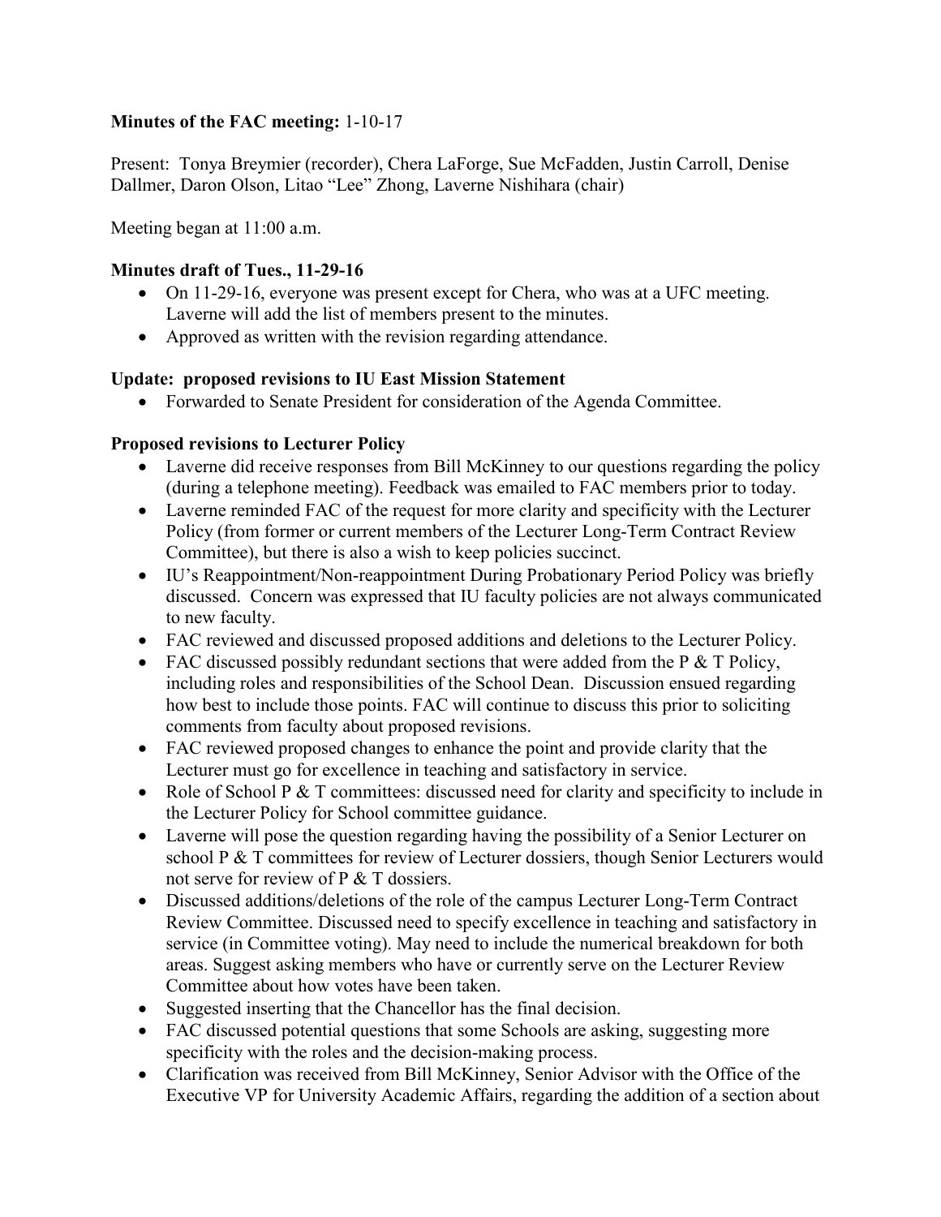**Minutes of the FAC meeting:** 1-10-17

Present: Tonya Breymier (recorder), Chera LaForge, Sue McFadden, Justin Carroll, Denise Dallmer, Daron Olson, Litao "Lee" Zhong, Laverne Nishihara (chair)

Meeting began at 11:00 a.m.

**Minutes draft of Tues., 11-29-16**

- On 11-29-16, everyone was present except for Chera, who was at a UFC meeting. Laverne will add the list of members present to the minutes.
- Approved as written with the revision regarding attendance.

**Update: proposed revisions to IU East Mission Statement**

- Forwarded to Senate President for consideration of the Agenda Committee.

**Proposed revisions to Lecturer Policy**

- Laverne did receive responses from Bill McKinney to our questions regarding the policy (during a telephone meeting). Feedback was emailed to FAC members prior to today.
- Laverne reminded FAC of the request for more clarity and specificity with the Lecturer Policy (from former or current members of the Lecturer Long-Term Contract Review Committee), but there is also a wish to keep policies succinct.
- IU's Reappointment/Non-reappointment During Probationary Period Policy was briefly discussed. Concern was expressed that IU faculty policies are not always communicated to new faculty.
- FAC reviewed and discussed proposed additions and deletions to the Lecturer Policy.
- FAC discussed possibly redundant sections that were added from the P & T Policy, including roles and responsibilities of the School Dean. Discussion ensued regarding how best to include those points. FAC will continue to discuss this prior to soliciting comments from faculty about proposed revisions.
- FAC reviewed proposed changes to enhance the point and provide clarity that the Lecturer must go for excellence in teaching and satisfactory in service.
- Role of School P & T committees: discussed need for clarity and specificity to include in the Lecturer Policy for School committee guidance.
- Laverne will pose the question regarding having the possibility of a Senior Lecturer on school P & T committees for review of Lecturer dossiers, though Senior Lecturers would not serve for review of P & T dossiers.
- Discussed additions/deletions of the role of the campus Lecturer Long-Term Contract Review Committee. Discussed need to specify excellence in teaching and satisfactory in service (in Committee voting). May need to include the numerical breakdown for both areas. Suggest asking members who have or currently serve on the Lecturer Review Committee about how votes have been taken.
- Suggested inserting that the Chancellor has the final decision.
- FAC discussed potential questions that some Schools are asking, suggesting more specificity with the roles and the decision-making process.
- Clarification was received from Bill McKinney, Senior Advisor with the Office of the Executive VP for University Academic Affairs, regarding the addition of a section about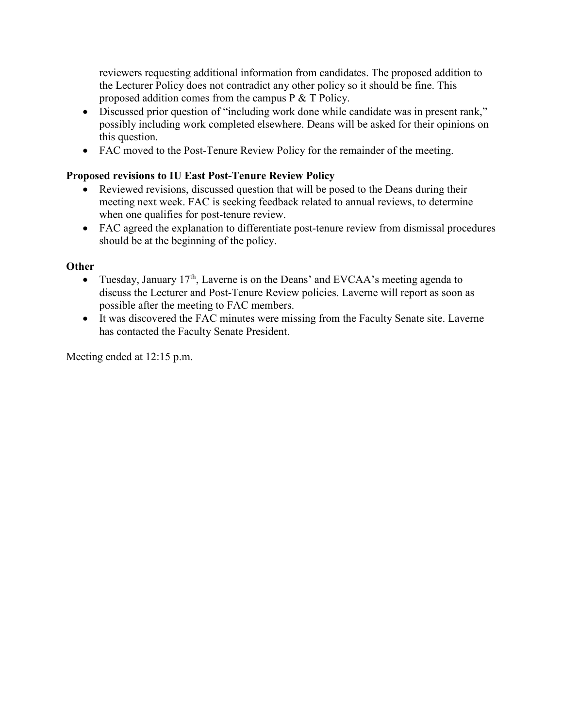reviewers requesting additional information from candidates. The proposed addition to the Lecturer Policy does not contradict any other policy so it should be fine. This proposed addition comes from the campus P & T Policy.

- Discussed prior question of "including work done while candidate was in present rank," possibly including work completed elsewhere. Deans will be asked for their opinions on this question.
- FAC moved to the Post-Tenure Review Policy for the remainder of the meeting.

**Proposed revisions to IU East Post-Tenure Review Policy**

- Reviewed revisions, discussed question that will be posed to the Deans during their meeting next week. FAC is seeking feedback related to annual reviews, to determine when one qualifies for post-tenure review.
- FAC agreed the explanation to differentiate post-tenure review from dismissal procedures should be at the beginning of the policy.

**Other**

- Tuesday, January 17th, Laverne is on the Deans' and EVCAA's meeting agenda to discuss the Lecturer and Post-Tenure Review policies. Laverne will report as soon as possible after the meeting to FAC members.
- It was discovered the FAC minutes were missing from the Faculty Senate site. Laverne has contacted the Faculty Senate President.

Meeting ended at 12:15 p.m.